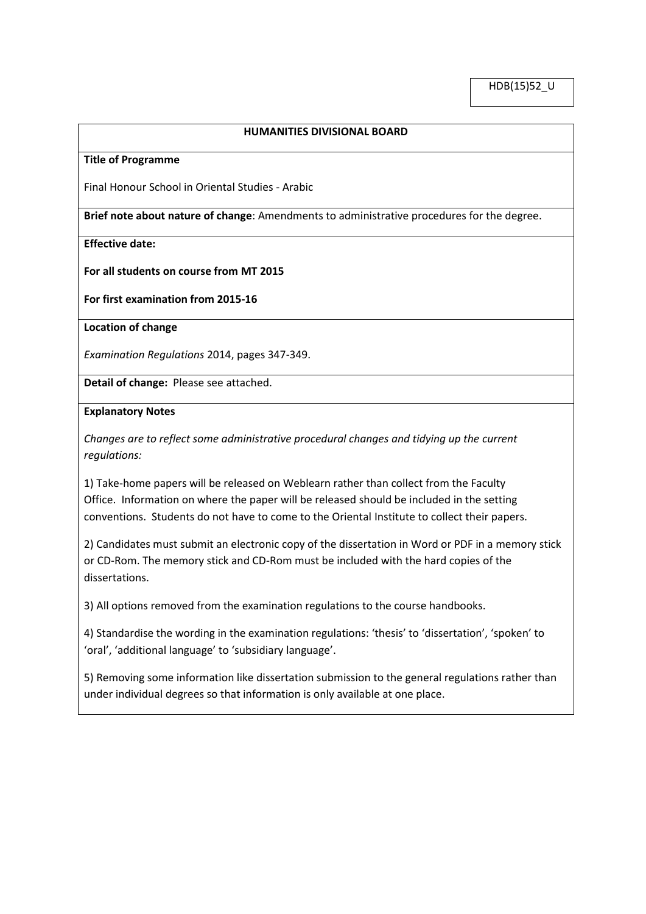HDB(15)52_U

**HUMANITIES DIVISIONAL BOARD**

**Title of Programme**

Final Honour School in Oriental Studies - Arabic

**Brief note about nature of change**: Amendments to administrative procedures for the degree.

**Effective date:**

**For all students on course from MT 2015**

**For first examination from 2015-16**

**Location of change**

*Examination Regulations* 2014, pages 347-349.

**Detail of change:** Please see attached.

**Explanatory Notes**

*Changes are to reflect some administrative procedural changes and tidying up the current regulations:*

1) Take-home papers will be released on Weblearn rather than collect from the Faculty Office. Information on where the paper will be released should be included in the setting conventions. Students do not have to come to the Oriental Institute to collect their papers.

2) Candidates must submit an electronic copy of the dissertation in Word or PDF in a memory stick or CD-Rom. The memory stick and CD-Rom must be included with the hard copies of the dissertations.

3) All options removed from the examination regulations to the course handbooks.

4) Standardise the wording in the examination regulations: 'thesis' to 'dissertation', 'spoken' to 'oral', 'additional language' to 'subsidiary language'.

5) Removing some information like dissertation submission to the general regulations rather than under individual degrees so that information is only available at one place.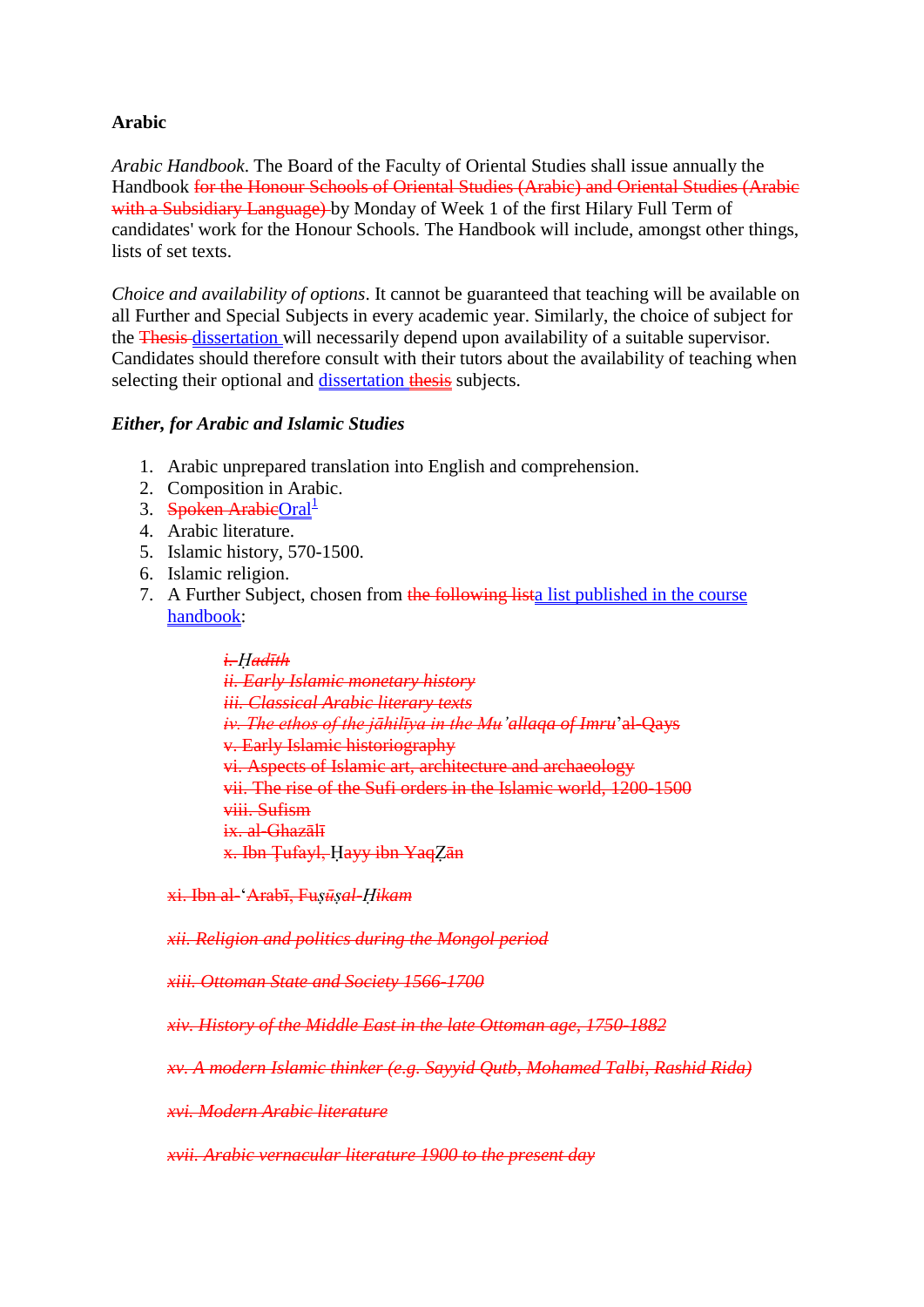**Arabic**

*Arabic Handbook*. The Board of the Faculty of Oriental Studies shall issue annually the Handbook ~~for the Honour Schools of Oriental Studies (Arabic) and Oriental Studies (Arabic with a Subsidiary Language)~~ by Monday of Week 1 of the first Hilary Full Term of candidates' work for the Honour Schools. The Handbook will include, amongst other things, lists of set texts.

*Choice and availability of options*. It cannot be guaranteed that teaching will be available on all Further and Special Subjects in every academic year. Similarly, the choice of subject for the ~~Thesis~~ dissertation will necessarily depend upon availability of a suitable supervisor. Candidates should therefore consult with their tutors about the availability of teaching when selecting their optional and dissertation ~~thesis~~ subjects.

***Either, for Arabic and Islamic Studies***

1. Arabic unprepared translation into English and comprehension.
2. Composition in Arabic.
3. ~~Spoken Arabic~~Oral[1]
4. Arabic literature.
5. Islamic history, 570-1500.
6. Islamic religion.
7. A Further Subject, chosen from ~~the following list~~a list published in the course handbook:

   ~~*i. Ḥadīth*~~
   ~~*ii. Early Islamic monetary history*~~
   ~~*iii. Classical Arabic literary texts*~~
   ~~*iv. The ethos of the jāhilīya in the Mu'allaqa of Imru'al-Qays*~~
   ~~v. Early Islamic historiography~~
   ~~vi. Aspects of Islamic art, architecture and archaeology~~
   ~~vii. The rise of the Sufi orders in the Islamic world, 1200-1500~~
   ~~viii. Sufism~~
   ~~ix. al-Ghazālī~~
   ~~x. Ibn Ṭufayl, Ḥayy ibn YaqẒān~~

   ~~xi. Ibn al-'Arabī, Fuṣūṣal-Ḥikam~~

   ~~*xii. Religion and politics during the Mongol period*~~

   ~~*xiii. Ottoman State and Society 1566-1700*~~

   ~~*xiv. History of the Middle East in the late Ottoman age, 1750-1882*~~

   ~~*xv. A modern Islamic thinker (e.g. Sayyid Qutb, Mohamed Talbi, Rashid Rida)*~~

   ~~*xvi. Modern Arabic literature*~~

   ~~*xvii. Arabic vernacular literature 1900 to the present day*~~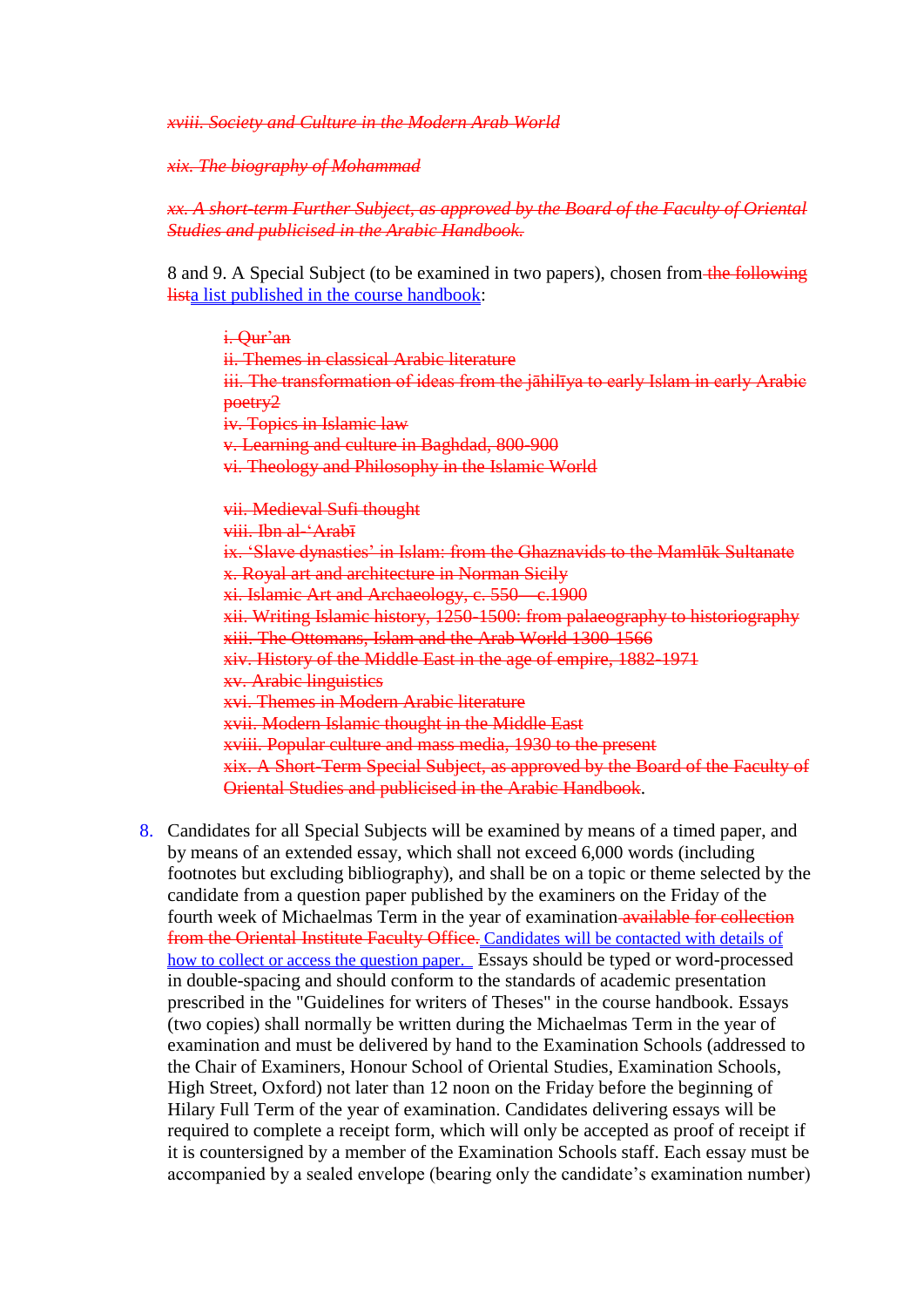~~*xviii. Society and Culture in the Modern Arab World*~~

~~*xix. The biography of Mohammad*~~

~~*xx. A short-term Further Subject, as approved by the Board of the Faculty of Oriental Studies and publicised in the Arabic Handbook.*~~

8 and 9. A Special Subject (to be examined in two papers), chosen from ~~the following list~~a list published in the course handbook:

~~i. Qur'an~~
~~ii. Themes in classical Arabic literature~~
~~iii. The transformation of ideas from the jāhilīya to early Islam in early Arabic poetry2~~
~~iv. Topics in Islamic law~~
~~v. Learning and culture in Baghdad, 800-900~~
~~vi. Theology and Philosophy in the Islamic World~~

~~vii. Medieval Sufi thought~~
~~viii. Ibn al-'Arabī~~
~~ix. 'Slave dynasties' in Islam: from the Ghaznavids to the Mamlūk Sultanate~~
~~x. Royal art and architecture in Norman Sicily~~
~~xi. Islamic Art and Archaeology, c. 550 – c.1900~~
~~xii. Writing Islamic history, 1250-1500: from palaeography to historiography~~
~~xiii. The Ottomans, Islam and the Arab World 1300-1566~~
~~xiv. History of the Middle East in the age of empire, 1882-1971~~
~~xv. Arabic linguistics~~
~~xvi. Themes in Modern Arabic literature~~
~~xvii. Modern Islamic thought in the Middle East~~
~~xviii. Popular culture and mass media, 1930 to the present~~
~~xix. A Short-Term Special Subject, as approved by the Board of the Faculty of Oriental Studies and publicised in the Arabic Handbook~~.

8. Candidates for all Special Subjects will be examined by means of a timed paper, and by means of an extended essay, which shall not exceed 6,000 words (including footnotes but excluding bibliography), and shall be on a topic or theme selected by the candidate from a question paper published by the examiners on the Friday of the fourth week of Michaelmas Term in the year of examination ~~available for collection from the Oriental Institute Faculty Office.~~ Candidates will be contacted with details of how to collect or access the question paper. Essays should be typed or word-processed in double-spacing and should conform to the standards of academic presentation prescribed in the "Guidelines for writers of Theses" in the course handbook. Essays (two copies) shall normally be written during the Michaelmas Term in the year of examination and must be delivered by hand to the Examination Schools (addressed to the Chair of Examiners, Honour School of Oriental Studies, Examination Schools, High Street, Oxford) not later than 12 noon on the Friday before the beginning of Hilary Full Term of the year of examination. Candidates delivering essays will be required to complete a receipt form, which will only be accepted as proof of receipt if it is countersigned by a member of the Examination Schools staff. Each essay must be accompanied by a sealed envelope (bearing only the candidate's examination number)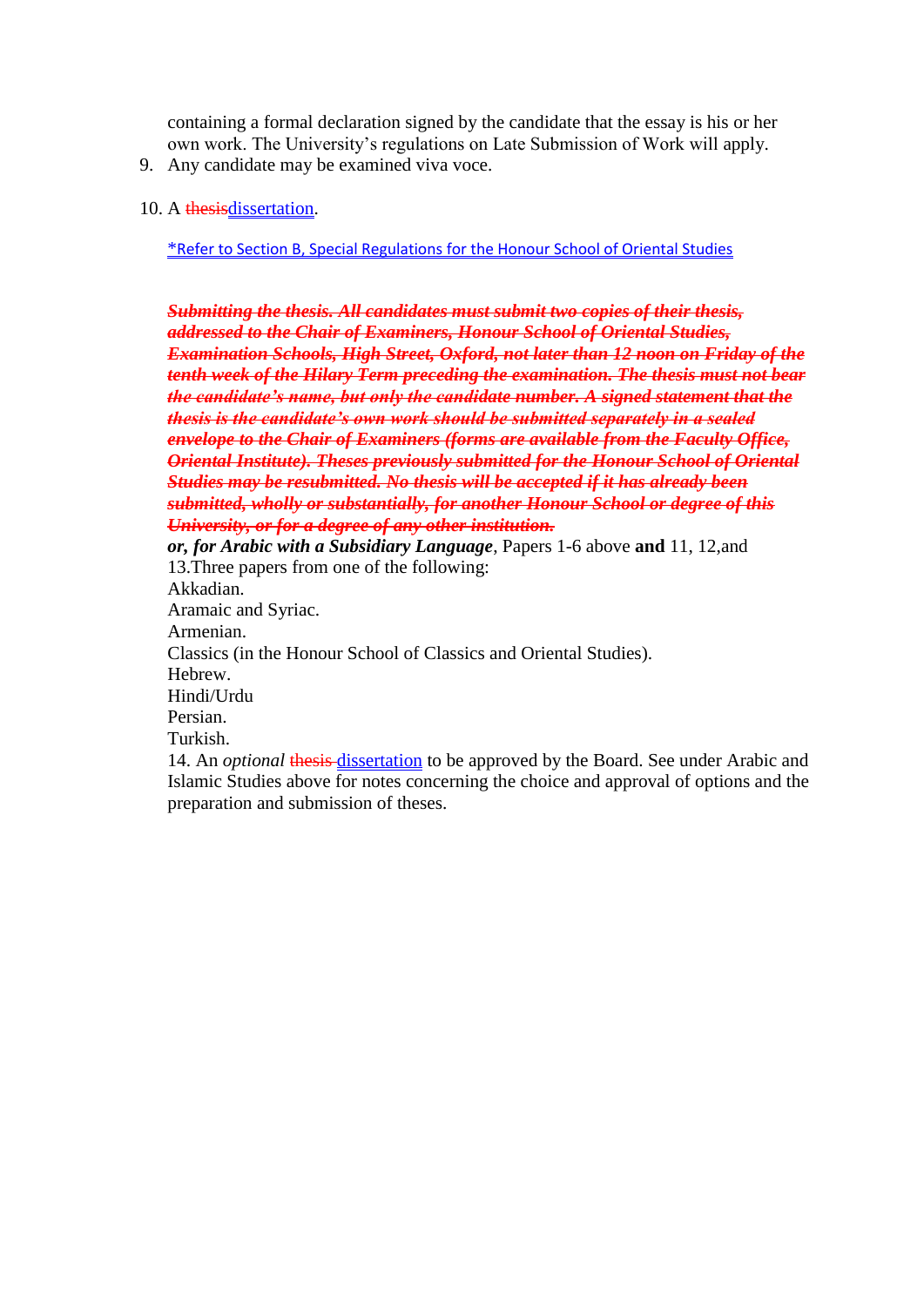containing a formal declaration signed by the candidate that the essay is his or her own work. The University's regulations on Late Submission of Work will apply.

9. Any candidate may be examined viva voce.

10. A ~~thesis~~dissertation.

*Refer to Section B, Special Regulations for the Honour School of Oriental Studies

~~***Submitting the thesis. All candidates must submit two copies of their thesis, addressed to the Chair of Examiners, Honour School of Oriental Studies, Examination Schools, High Street, Oxford, not later than 12 noon on Friday of the tenth week of the Hilary Term preceding the examination. The thesis must not bear the candidate's name, but only the candidate number. A signed statement that the thesis is the candidate's own work should be submitted separately in a sealed envelope to the Chair of Examiners (forms are available from the Faculty Office, Oriental Institute). Theses previously submitted for the Honour School of Oriental Studies may be resubmitted. No thesis will be accepted if it has already been submitted, wholly or substantially, for another Honour School or degree of this University, or for a degree of any other institution.***~~

***or, for Arabic with a Subsidiary Language***, Papers 1-6 above **and** 11, 12,and

13.Three papers from one of the following:

Akkadian.

Aramaic and Syriac.

Armenian.

Classics (in the Honour School of Classics and Oriental Studies).

Hebrew.

Hindi/Urdu

Persian.

Turkish.

14. An *optional* ~~thesis~~ dissertation to be approved by the Board. See under Arabic and Islamic Studies above for notes concerning the choice and approval of options and the preparation and submission of theses.